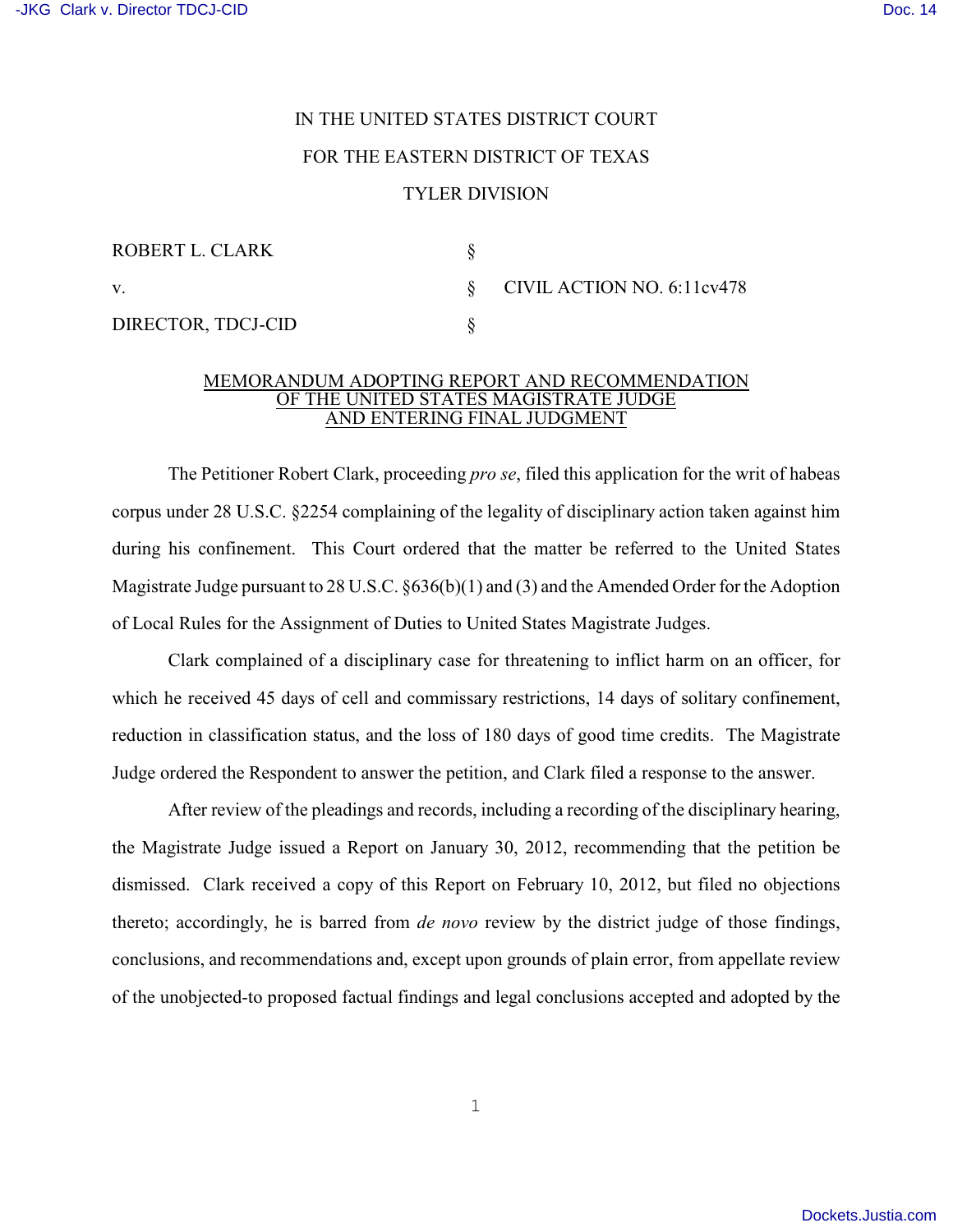IN THE UNITED STATES DISTRICT COURT

FOR THE EASTERN DISTRICT OF TEXAS

TYLER DIVISION

| | | |
|---|---|---|
| ROBERT L. CLARK | § | |
| v. | § | CIVIL ACTION NO. 6:11cv478 |
| DIRECTOR, TDCJ-CID | § | |

MEMORANDUM ADOPTING REPORT AND RECOMMENDATION OF THE UNITED STATES MAGISTRATE JUDGE AND ENTERING FINAL JUDGMENT

The Petitioner Robert Clark, proceeding *pro se*, filed this application for the writ of habeas corpus under 28 U.S.C. §2254 complaining of the legality of disciplinary action taken against him during his confinement. This Court ordered that the matter be referred to the United States Magistrate Judge pursuant to 28 U.S.C. §636(b)(1) and (3) and the Amended Order for the Adoption of Local Rules for the Assignment of Duties to United States Magistrate Judges.

Clark complained of a disciplinary case for threatening to inflict harm on an officer, for which he received 45 days of cell and commissary restrictions, 14 days of solitary confinement, reduction in classification status, and the loss of 180 days of good time credits. The Magistrate Judge ordered the Respondent to answer the petition, and Clark filed a response to the answer.

After review of the pleadings and records, including a recording of the disciplinary hearing, the Magistrate Judge issued a Report on January 30, 2012, recommending that the petition be dismissed. Clark received a copy of this Report on February 10, 2012, but filed no objections thereto; accordingly, he is barred from *de novo* review by the district judge of those findings, conclusions, and recommendations and, except upon grounds of plain error, from appellate review of the unobjected-to proposed factual findings and legal conclusions accepted and adopted by the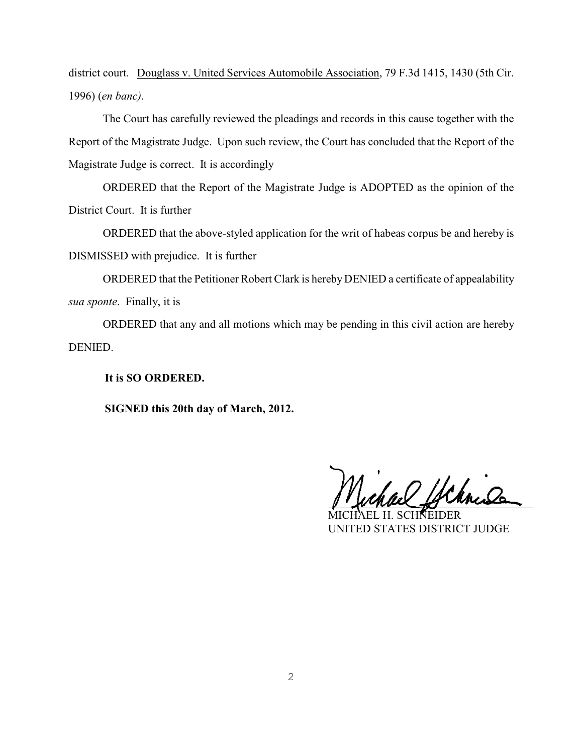district court. Douglass v. United Services Automobile Association, 79 F.3d 1415, 1430 (5th Cir. 1996) (*en banc)*.

The Court has carefully reviewed the pleadings and records in this cause together with the Report of the Magistrate Judge. Upon such review, the Court has concluded that the Report of the Magistrate Judge is correct. It is accordingly

ORDERED that the Report of the Magistrate Judge is ADOPTED as the opinion of the District Court. It is further

ORDERED that the above-styled application for the writ of habeas corpus be and hereby is DISMISSED with prejudice. It is further

ORDERED that the Petitioner Robert Clark is hereby DENIED a certificate of appealability *sua sponte*. Finally, it is

ORDERED that any and all motions which may be pending in this civil action are hereby DENIED.

**It is SO ORDERED.**

**SIGNED this 20th day of March, 2012.**

MICHAEL H. SCHNEIDER
UNITED STATES DISTRICT JUDGE